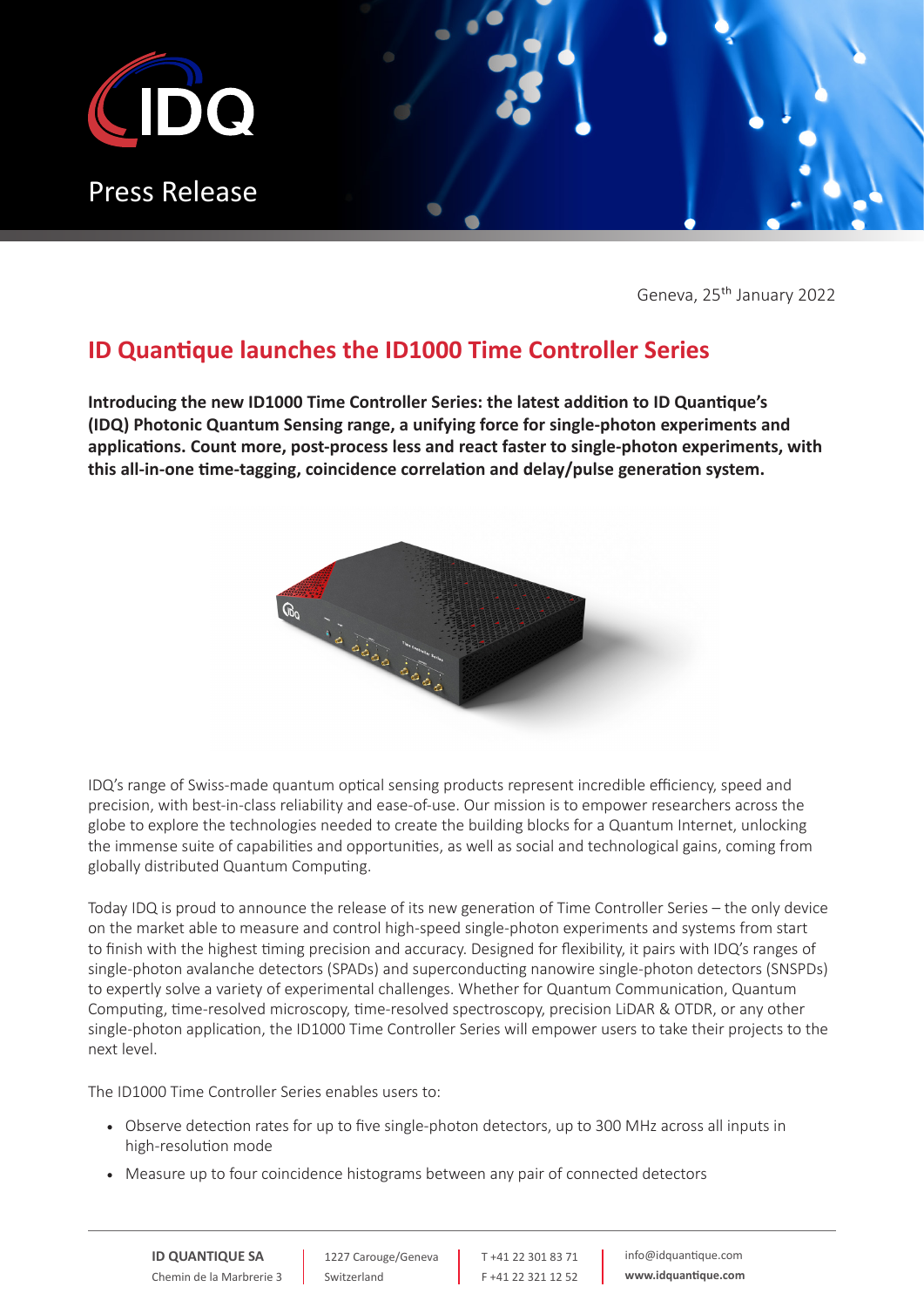Press Release

Geneva, 25th January 2022

# ID Quantique launches the ID1000 Time Controller Series

**Introducing the new ID1000 Time Controller Series: the latest addition to ID Quantique's (IDQ) Photonic Quantum Sensing range, a unifying force for single-photon experiments and applications. Count more, post-process less and react faster to single-photon experiments, with this all-in-one time-tagging, coincidence correlation and delay/pulse generation system.**

IDQ's range of Swiss-made quantum optical sensing products represent incredible efficiency, speed and precision, with best-in-class reliability and ease-of-use. Our mission is to empower researchers across the globe to explore the technologies needed to create the building blocks for a Quantum Internet, unlocking the immense suite of capabilities and opportunities, as well as social and technological gains, coming from globally distributed Quantum Computing.

Today IDQ is proud to announce the release of its new generation of Time Controller Series – the only device on the market able to measure and control high-speed single-photon experiments and systems from start to finish with the highest timing precision and accuracy. Designed for flexibility, it pairs with IDQ's ranges of single-photon avalanche detectors (SPADs) and superconducting nanowire single-photon detectors (SNSPDs) to expertly solve a variety of experimental challenges. Whether for Quantum Communication, Quantum Computing, time-resolved microscopy, time-resolved spectroscopy, precision LiDAR & OTDR, or any other single-photon application, the ID1000 Time Controller Series will empower users to take their projects to the next level.

The ID1000 Time Controller Series enables users to:

- Observe detection rates for up to five single-photon detectors, up to 300 MHz across all inputs in high-resolution mode
- Measure up to four coincidence histograms between any pair of connected detectors

**ID QUANTIQUE SA**
Chemin de la Marbrerie 3
1227 Carouge/Geneva
Switzerland
T +41 22 301 83 71
F +41 22 321 12 52
info@idquantique.com
**www.idquantique.com**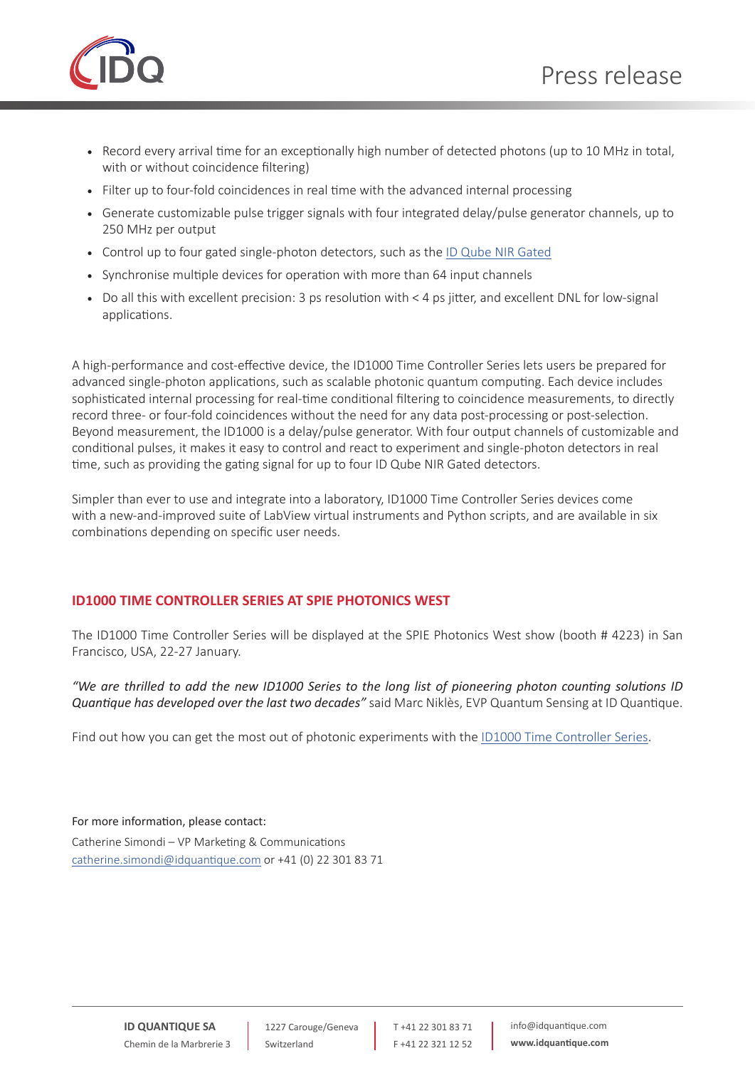- Record every arrival time for an exceptionally high number of detected photons (up to 10 MHz in total, with or without coincidence filtering)
- Filter up to four-fold coincidences in real time with the advanced internal processing
- Generate customizable pulse trigger signals with four integrated delay/pulse generator channels, up to 250 MHz per output
- Control up to four gated single-photon detectors, such as the [ID Qube NIR Gated]
- Synchronise multiple devices for operation with more than 64 input channels
- Do all this with excellent precision: 3 ps resolution with < 4 ps jitter, and excellent DNL for low-signal applications.

A high-performance and cost-effective device, the ID1000 Time Controller Series lets users be prepared for advanced single-photon applications, such as scalable photonic quantum computing. Each device includes sophisticated internal processing for real-time conditional filtering to coincidence measurements, to directly record three- or four-fold coincidences without the need for any data post-processing or post-selection. Beyond measurement, the ID1000 is a delay/pulse generator. With four output channels of customizable and conditional pulses, it makes it easy to control and react to experiment and single-photon detectors in real time, such as providing the gating signal for up to four ID Qube NIR Gated detectors.

Simpler than ever to use and integrate into a laboratory, ID1000 Time Controller Series devices come with a new-and-improved suite of LabView virtual instruments and Python scripts, and are available in six combinations depending on specific user needs.

## ID1000 TIME CONTROLLER SERIES AT SPIE PHOTONICS WEST

The ID1000 Time Controller Series will be displayed at the SPIE Photonics West show (booth # 4223) in San Francisco, USA, 22-27 January.

*"We are thrilled to add the new ID1000 Series to the long list of pioneering photon counting solutions ID Quantique has developed over the last two decades"* said Marc Niklès, EVP Quantum Sensing at ID Quantique.

Find out how you can get the most out of photonic experiments with the [ID1000 Time Controller Series].

For more information, please contact:

Catherine Simondi – VP Marketing & Communications
catherine.simondi@idquantique.com or +41 (0) 22 301 83 71

**ID QUANTIQUE SA**
Chemin de la Marbrerie 3
1227 Carouge/Geneva
Switzerland
T +41 22 301 83 71
F +41 22 321 12 52
info@idquantique.com
**www.idquantique.com**